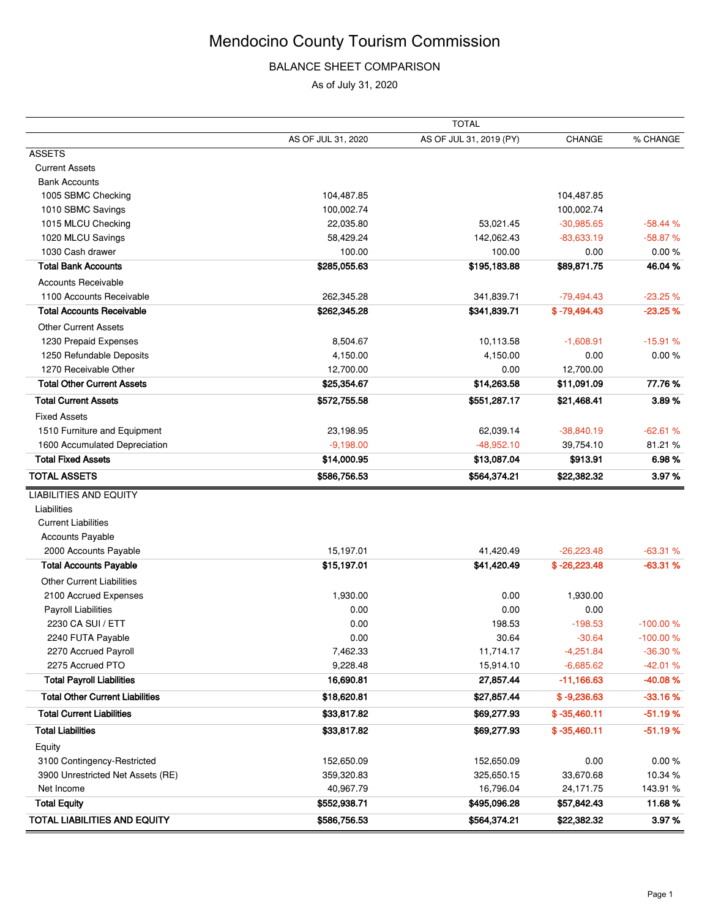# Mendocino County Tourism Commission

## BALANCE SHEET COMPARISON

As of July 31, 2020

| | TOTAL | | | |
|---|---|---|---|---|
| | AS OF JUL 31, 2020 | AS OF JUL 31, 2019 (PY) | CHANGE | % CHANGE |
| ASSETS | | | | |
| Current Assets | | | | |
| Bank Accounts | | | | |
| 1005 SBMC Checking | 104,487.85 | | 104,487.85 | |
| 1010 SBMC Savings | 100,002.74 | | 100,002.74 | |
| 1015 MLCU Checking | 22,035.80 | 53,021.45 | -30,985.65 | -58.44 % |
| 1020 MLCU Savings | 58,429.24 | 142,062.43 | -83,633.19 | -58.87 % |
| 1030 Cash drawer | 100.00 | 100.00 | 0.00 | 0.00 % |
| **Total Bank Accounts** | **$285,055.63** | **$195,183.88** | **$89,871.75** | **46.04 %** |
| Accounts Receivable | | | | |
| 1100 Accounts Receivable | 262,345.28 | 341,839.71 | -79,494.43 | -23.25 % |
| **Total Accounts Receivable** | **$262,345.28** | **$341,839.71** | **$ -79,494.43** | **-23.25 %** |
| Other Current Assets | | | | |
| 1230 Prepaid Expenses | 8,504.67 | 10,113.58 | -1,608.91 | -15.91 % |
| 1250 Refundable Deposits | 4,150.00 | 4,150.00 | 0.00 | 0.00 % |
| 1270 Receivable Other | 12,700.00 | 0.00 | 12,700.00 | |
| **Total Other Current Assets** | **$25,354.67** | **$14,263.58** | **$11,091.09** | **77.76 %** |
| **Total Current Assets** | **$572,755.58** | **$551,287.17** | **$21,468.41** | **3.89 %** |
| Fixed Assets | | | | |
| 1510 Furniture and Equipment | 23,198.95 | 62,039.14 | -38,840.19 | -62.61 % |
| 1600 Accumulated Depreciation | -9,198.00 | -48,952.10 | 39,754.10 | 81.21 % |
| **Total Fixed Assets** | **$14,000.95** | **$13,087.04** | **$913.91** | **6.98 %** |
| **TOTAL ASSETS** | **$586,756.53** | **$564,374.21** | **$22,382.32** | **3.97 %** |
| LIABILITIES AND EQUITY | | | | |
| Liabilities | | | | |
| Current Liabilities | | | | |
| Accounts Payable | | | | |
| 2000 Accounts Payable | 15,197.01 | 41,420.49 | -26,223.48 | -63.31 % |
| **Total Accounts Payable** | **$15,197.01** | **$41,420.49** | **$ -26,223.48** | **-63.31 %** |
| Other Current Liabilities | | | | |
| 2100 Accrued Expenses | 1,930.00 | 0.00 | 1,930.00 | |
| Payroll Liabilities | 0.00 | 0.00 | 0.00 | |
| 2230 CA SUI / ETT | 0.00 | 198.53 | -198.53 | -100.00 % |
| 2240 FUTA Payable | 0.00 | 30.64 | -30.64 | -100.00 % |
| 2270 Accrued Payroll | 7,462.33 | 11,714.17 | -4,251.84 | -36.30 % |
| 2275 Accrued PTO | 9,228.48 | 15,914.10 | -6,685.62 | -42.01 % |
| **Total Payroll Liabilities** | **16,690.81** | **27,857.44** | **-11,166.63** | **-40.08 %** |
| **Total Other Current Liabilities** | **$18,620.81** | **$27,857.44** | **$ -9,236.63** | **-33.16 %** |
| **Total Current Liabilities** | **$33,817.82** | **$69,277.93** | **$ -35,460.11** | **-51.19 %** |
| **Total Liabilities** | **$33,817.82** | **$69,277.93** | **$ -35,460.11** | **-51.19 %** |
| Equity | | | | |
| 3100 Contingency-Restricted | 152,650.09 | 152,650.09 | 0.00 | 0.00 % |
| 3900 Unrestricted Net Assets (RE) | 359,320.83 | 325,650.15 | 33,670.68 | 10.34 % |
| Net Income | 40,967.79 | 16,796.04 | 24,171.75 | 143.91 % |
| **Total Equity** | **$552,938.71** | **$495,096.28** | **$57,842.43** | **11.68 %** |
| **TOTAL LIABILITIES AND EQUITY** | **$586,756.53** | **$564,374.21** | **$22,382.32** | **3.97 %** |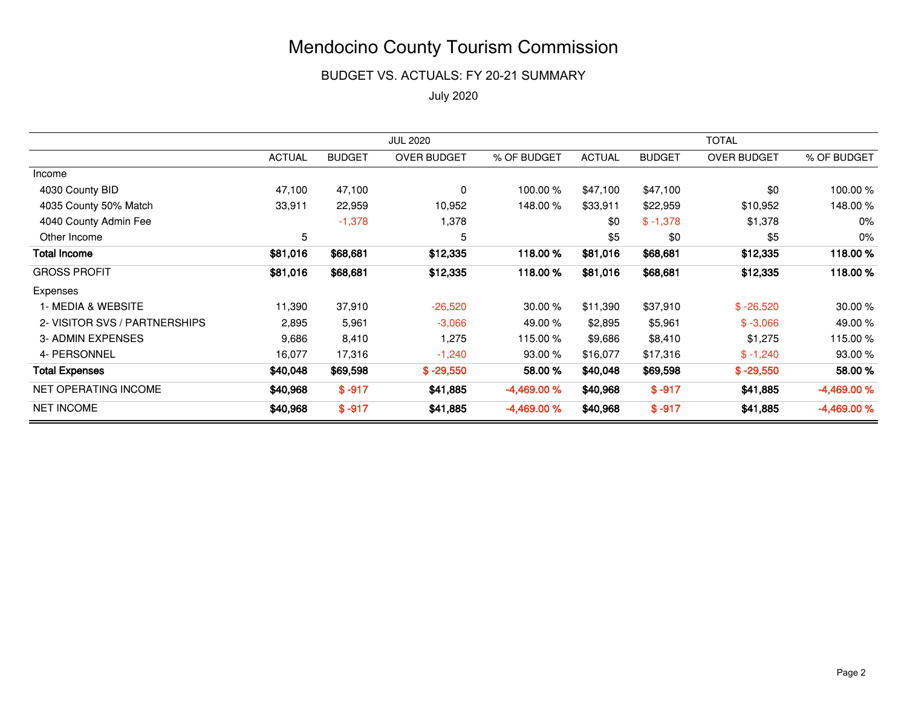# Mendocino County Tourism Commission

## BUDGET VS. ACTUALS: FY 20-21 SUMMARY

July 2020

| | JUL 2020 | | | | TOTAL | | | |
|---|---|---|---|---|---|---|---|---|
| | ACTUAL | BUDGET | OVER BUDGET | % OF BUDGET | ACTUAL | BUDGET | OVER BUDGET | % OF BUDGET |
| Income | | | | | | | | |
| 4030 County BID | 47,100 | 47,100 | 0 | 100.00 % | $47,100 | $47,100 | $0 | 100.00 % |
| 4035 County 50% Match | 33,911 | 22,959 | 10,952 | 148.00 % | $33,911 | $22,959 | $10,952 | 148.00 % |
| 4040 County Admin Fee | | -1,378 | 1,378 | | $0 | $ -1,378 | $1,378 | 0% |
| Other Income | 5 | | 5 | | $5 | $0 | $5 | 0% |
| **Total Income** | **$81,016** | **$68,681** | **$12,335** | **118.00 %** | **$81,016** | **$68,681** | **$12,335** | **118.00 %** |
| GROSS PROFIT | **$81,016** | **$68,681** | **$12,335** | **118.00 %** | **$81,016** | **$68,681** | **$12,335** | **118.00 %** |
| Expenses | | | | | | | | |
| 1- MEDIA & WEBSITE | 11,390 | 37,910 | -26,520 | 30.00 % | $11,390 | $37,910 | $ -26,520 | 30.00 % |
| 2- VISITOR SVS / PARTNERSHIPS | 2,895 | 5,961 | -3,066 | 49.00 % | $2,895 | $5,961 | $ -3,066 | 49.00 % |
| 3- ADMIN EXPENSES | 9,686 | 8,410 | 1,275 | 115.00 % | $9,686 | $8,410 | $1,275 | 115.00 % |
| 4- PERSONNEL | 16,077 | 17,316 | -1,240 | 93.00 % | $16,077 | $17,316 | $ -1,240 | 93.00 % |
| **Total Expenses** | **$40,048** | **$69,598** | **$ -29,550** | **58.00 %** | **$40,048** | **$69,598** | **$ -29,550** | **58.00 %** |
| NET OPERATING INCOME | **$40,968** | **$ -917** | **$41,885** | **-4,469.00 %** | **$40,968** | **$ -917** | **$41,885** | **-4,469.00 %** |
| NET INCOME | **$40,968** | **$ -917** | **$41,885** | **-4,469.00 %** | **$40,968** | **$ -917** | **$41,885** | **-4,469.00 %** |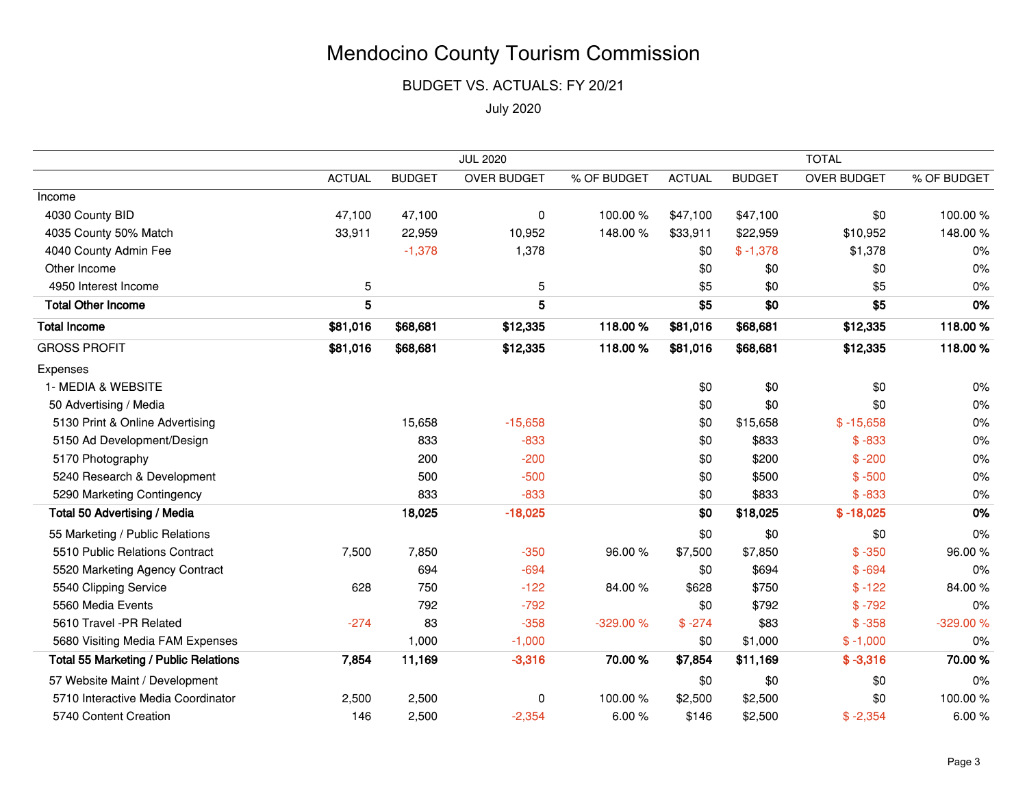# Mendocino County Tourism Commission

## BUDGET VS. ACTUALS: FY 20/21

July 2020

| | JUL 2020 | | | | TOTAL | | | |
|---|---|---|---|---|---|---|---|---|
| | ACTUAL | BUDGET | OVER BUDGET | % OF BUDGET | ACTUAL | BUDGET | OVER BUDGET | % OF BUDGET |
| Income | | | | | | | | |
| 4030 County BID | 47,100 | 47,100 | 0 | 100.00 % | $47,100 | $47,100 | $0 | 100.00 % |
| 4035 County 50% Match | 33,911 | 22,959 | 10,952 | 148.00 % | $33,911 | $22,959 | $10,952 | 148.00 % |
| 4040 County Admin Fee | | -1,378 | 1,378 | | $0 | $ -1,378 | $1,378 | 0% |
| Other Income | | | | | $0 | $0 | $0 | 0% |
| 4950 Interest Income | 5 | | 5 | | $5 | $0 | $5 | 0% |
| **Total Other Income** | **5** | | **5** | | **$5** | **$0** | **$5** | **0%** |
| **Total Income** | **$81,016** | **$68,681** | **$12,335** | **118.00 %** | **$81,016** | **$68,681** | **$12,335** | **118.00 %** |
| GROSS PROFIT | **$81,016** | **$68,681** | **$12,335** | **118.00 %** | **$81,016** | **$68,681** | **$12,335** | **118.00 %** |
| Expenses | | | | | | | | |
| 1- MEDIA & WEBSITE | | | | | $0 | $0 | $0 | 0% |
| 50 Advertising / Media | | | | | $0 | $0 | $0 | 0% |
| 5130 Print & Online Advertising | | 15,658 | -15,658 | | $0 | $15,658 | $ -15,658 | 0% |
| 5150 Ad Development/Design | | 833 | -833 | | $0 | $833 | $ -833 | 0% |
| 5170 Photography | | 200 | -200 | | $0 | $200 | $ -200 | 0% |
| 5240 Research & Development | | 500 | -500 | | $0 | $500 | $ -500 | 0% |
| 5290 Marketing Contingency | | 833 | -833 | | $0 | $833 | $ -833 | 0% |
| **Total 50 Advertising / Media** | | **18,025** | **-18,025** | | **$0** | **$18,025** | **$ -18,025** | **0%** |
| 55 Marketing / Public Relations | | | | | $0 | $0 | $0 | 0% |
| 5510 Public Relations Contract | 7,500 | 7,850 | -350 | 96.00 % | $7,500 | $7,850 | $ -350 | 96.00 % |
| 5520 Marketing Agency Contract | | 694 | -694 | | $0 | $694 | $ -694 | 0% |
| 5540 Clipping Service | 628 | 750 | -122 | 84.00 % | $628 | $750 | $ -122 | 84.00 % |
| 5560 Media Events | | 792 | -792 | | $0 | $792 | $ -792 | 0% |
| 5610 Travel -PR Related | -274 | 83 | -358 | -329.00 % | $ -274 | $83 | $ -358 | -329.00 % |
| 5680 Visiting Media FAM Expenses | | 1,000 | -1,000 | | $0 | $1,000 | $ -1,000 | 0% |
| **Total 55 Marketing / Public Relations** | **7,854** | **11,169** | **-3,316** | **70.00 %** | **$7,854** | **$11,169** | **$ -3,316** | **70.00 %** |
| 57 Website Maint / Development | | | | | $0 | $0 | $0 | 0% |
| 5710 Interactive Media Coordinator | 2,500 | 2,500 | 0 | 100.00 % | $2,500 | $2,500 | $0 | 100.00 % |
| 5740 Content Creation | 146 | 2,500 | -2,354 | 6.00 % | $146 | $2,500 | $ -2,354 | 6.00 % |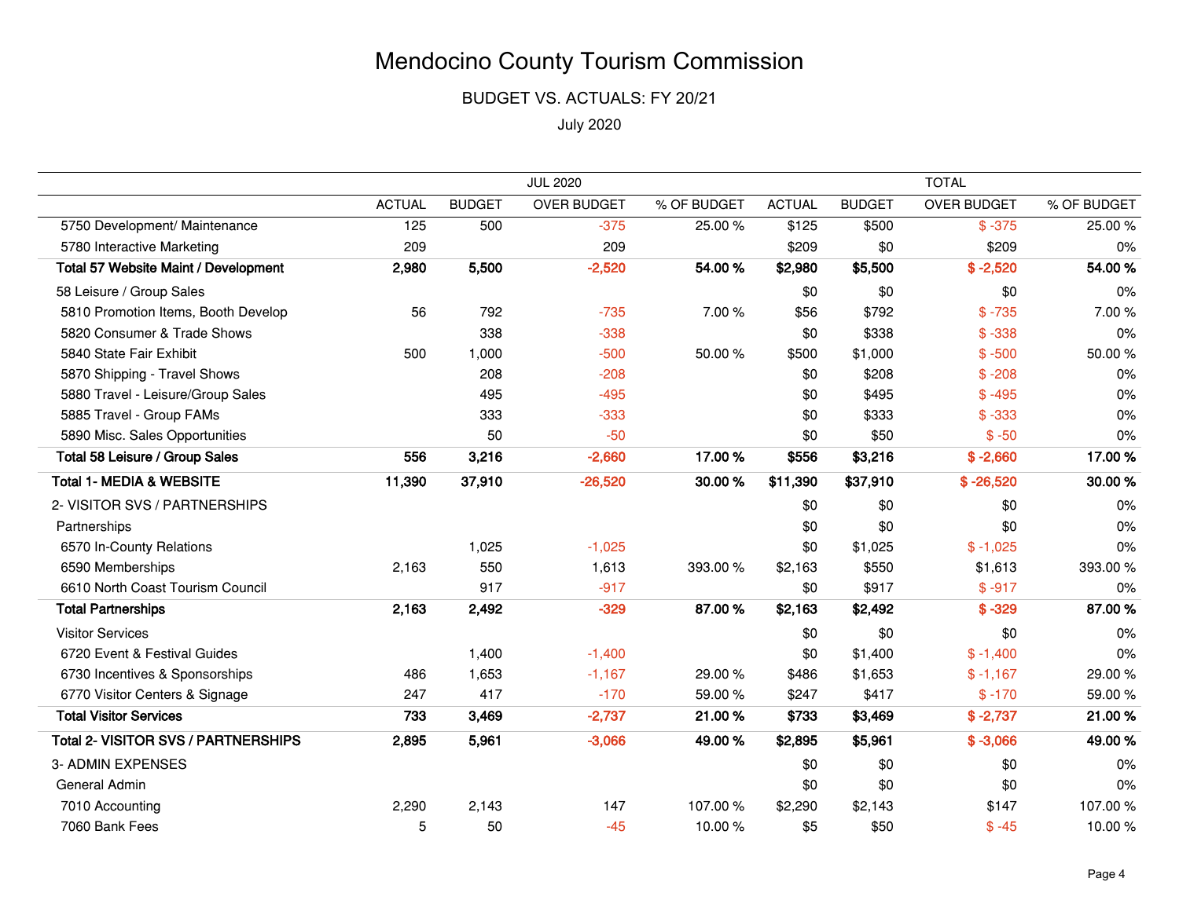# Mendocino County Tourism Commission

## BUDGET VS. ACTUALS: FY 20/21

July 2020

| | JUL 2020 | | | | TOTAL | | | |
|---|---|---|---|---|---|---|---|---|
| | ACTUAL | BUDGET | OVER BUDGET | % OF BUDGET | ACTUAL | BUDGET | OVER BUDGET | % OF BUDGET |
| 5750 Development/ Maintenance | 125 | 500 | -375 | 25.00 % | $125 | $500 | $ -375 | 25.00 % |
| 5780 Interactive Marketing | 209 | | 209 | | $209 | $0 | $209 | 0% |
| **Total 57 Website Maint / Development** | **2,980** | **5,500** | **-2,520** | **54.00 %** | **$2,980** | **$5,500** | **$ -2,520** | **54.00 %** |
| 58 Leisure / Group Sales | | | | | $0 | $0 | $0 | 0% |
| 5810 Promotion Items, Booth Develop | 56 | 792 | -735 | 7.00 % | $56 | $792 | $ -735 | 7.00 % |
| 5820 Consumer & Trade Shows | | 338 | -338 | | $0 | $338 | $ -338 | 0% |
| 5840 State Fair Exhibit | 500 | 1,000 | -500 | 50.00 % | $500 | $1,000 | $ -500 | 50.00 % |
| 5870 Shipping - Travel Shows | | 208 | -208 | | $0 | $208 | $ -208 | 0% |
| 5880 Travel - Leisure/Group Sales | | 495 | -495 | | $0 | $495 | $ -495 | 0% |
| 5885 Travel - Group FAMs | | 333 | -333 | | $0 | $333 | $ -333 | 0% |
| 5890 Misc. Sales Opportunities | | 50 | -50 | | $0 | $50 | $ -50 | 0% |
| **Total 58 Leisure / Group Sales** | **556** | **3,216** | **-2,660** | **17.00 %** | **$556** | **$3,216** | **$ -2,660** | **17.00 %** |
| **Total 1- MEDIA & WEBSITE** | **11,390** | **37,910** | **-26,520** | **30.00 %** | **$11,390** | **$37,910** | **$ -26,520** | **30.00 %** |
| 2- VISITOR SVS / PARTNERSHIPS | | | | | $0 | $0 | $0 | 0% |
| Partnerships | | | | | $0 | $0 | $0 | 0% |
| 6570 In-County Relations | | 1,025 | -1,025 | | $0 | $1,025 | $ -1,025 | 0% |
| 6590 Memberships | 2,163 | 550 | 1,613 | 393.00 % | $2,163 | $550 | $1,613 | 393.00 % |
| 6610 North Coast Tourism Council | | 917 | -917 | | $0 | $917 | $ -917 | 0% |
| **Total Partnerships** | **2,163** | **2,492** | **-329** | **87.00 %** | **$2,163** | **$2,492** | **$ -329** | **87.00 %** |
| Visitor Services | | | | | $0 | $0 | $0 | 0% |
| 6720 Event & Festival Guides | | 1,400 | -1,400 | | $0 | $1,400 | $ -1,400 | 0% |
| 6730 Incentives & Sponsorships | 486 | 1,653 | -1,167 | 29.00 % | $486 | $1,653 | $ -1,167 | 29.00 % |
| 6770 Visitor Centers & Signage | 247 | 417 | -170 | 59.00 % | $247 | $417 | $ -170 | 59.00 % |
| **Total Visitor Services** | **733** | **3,469** | **-2,737** | **21.00 %** | **$733** | **$3,469** | **$ -2,737** | **21.00 %** |
| **Total 2- VISITOR SVS / PARTNERSHIPS** | **2,895** | **5,961** | **-3,066** | **49.00 %** | **$2,895** | **$5,961** | **$ -3,066** | **49.00 %** |
| 3- ADMIN EXPENSES | | | | | $0 | $0 | $0 | 0% |
| General Admin | | | | | $0 | $0 | $0 | 0% |
| 7010 Accounting | 2,290 | 2,143 | 147 | 107.00 % | $2,290 | $2,143 | $147 | 107.00 % |
| 7060 Bank Fees | 5 | 50 | -45 | 10.00 % | $5 | $50 | $ -45 | 10.00 % |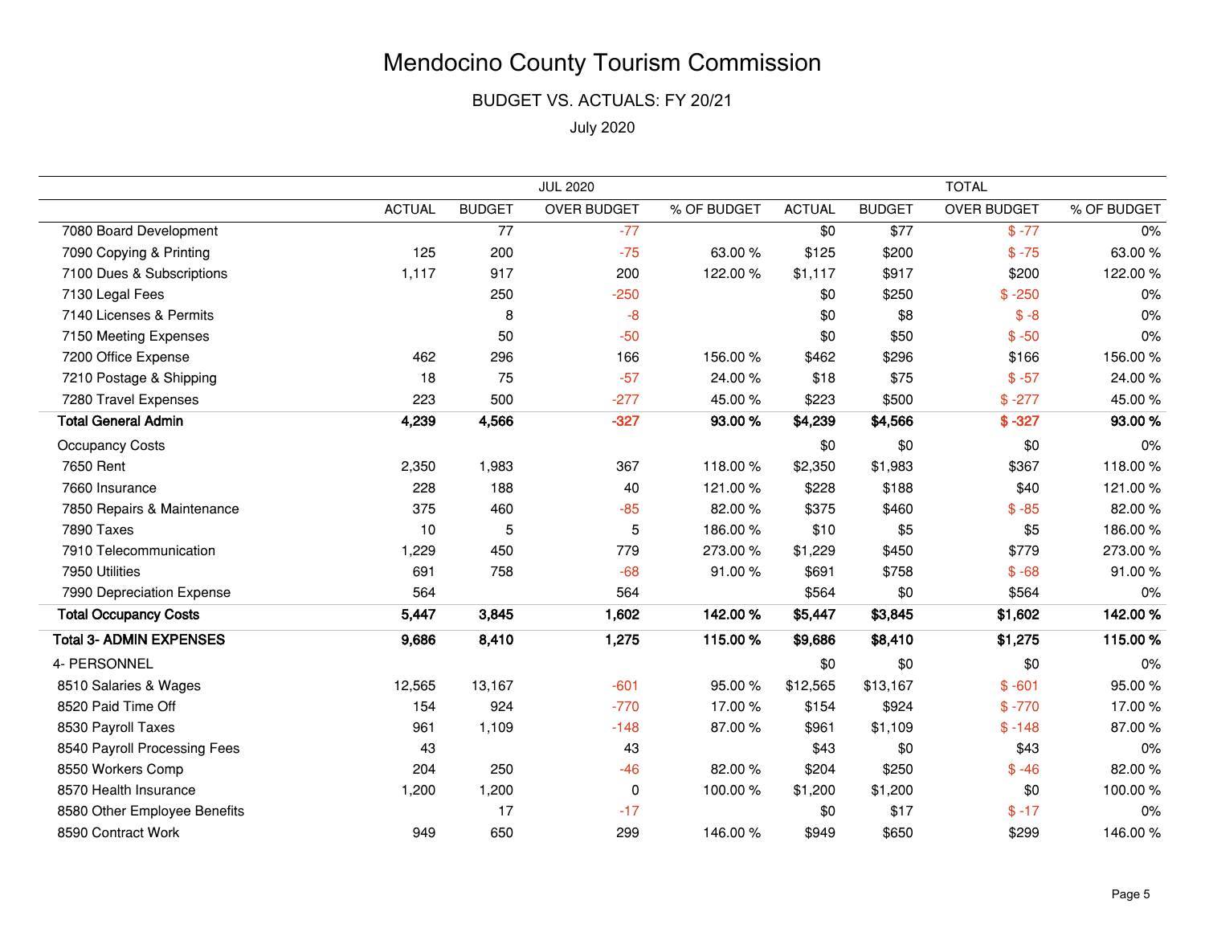# Mendocino County Tourism Commission

## BUDGET VS. ACTUALS: FY 20/21

### July 2020

| | JUL 2020 | | | | TOTAL | | | |
|---|---|---|---|---|---|---|---|---|
| | ACTUAL | BUDGET | OVER BUDGET | % OF BUDGET | ACTUAL | BUDGET | OVER BUDGET | % OF BUDGET |
| 7080 Board Development | | 77 | -77 | | $0 | $77 | $ -77 | 0% |
| 7090 Copying & Printing | 125 | 200 | -75 | 63.00 % | $125 | $200 | $ -75 | 63.00 % |
| 7100 Dues & Subscriptions | 1,117 | 917 | 200 | 122.00 % | $1,117 | $917 | $200 | 122.00 % |
| 7130 Legal Fees | | 250 | -250 | | $0 | $250 | $ -250 | 0% |
| 7140 Licenses & Permits | | 8 | -8 | | $0 | $8 | $ -8 | 0% |
| 7150 Meeting Expenses | | 50 | -50 | | $0 | $50 | $ -50 | 0% |
| 7200 Office Expense | 462 | 296 | 166 | 156.00 % | $462 | $296 | $166 | 156.00 % |
| 7210 Postage & Shipping | 18 | 75 | -57 | 24.00 % | $18 | $75 | $ -57 | 24.00 % |
| 7280 Travel Expenses | 223 | 500 | -277 | 45.00 % | $223 | $500 | $ -277 | 45.00 % |
| **Total General Admin** | **4,239** | **4,566** | **-327** | **93.00 %** | **$4,239** | **$4,566** | **$ -327** | **93.00 %** |
| Occupancy Costs | | | | | $0 | $0 | $0 | 0% |
| 7650 Rent | 2,350 | 1,983 | 367 | 118.00 % | $2,350 | $1,983 | $367 | 118.00 % |
| 7660 Insurance | 228 | 188 | 40 | 121.00 % | $228 | $188 | $40 | 121.00 % |
| 7850 Repairs & Maintenance | 375 | 460 | -85 | 82.00 % | $375 | $460 | $ -85 | 82.00 % |
| 7890 Taxes | 10 | 5 | 5 | 186.00 % | $10 | $5 | $5 | 186.00 % |
| 7910 Telecommunication | 1,229 | 450 | 779 | 273.00 % | $1,229 | $450 | $779 | 273.00 % |
| 7950 Utilities | 691 | 758 | -68 | 91.00 % | $691 | $758 | $ -68 | 91.00 % |
| 7990 Depreciation Expense | 564 | | 564 | | $564 | $0 | $564 | 0% |
| **Total Occupancy Costs** | **5,447** | **3,845** | **1,602** | **142.00 %** | **$5,447** | **$3,845** | **$1,602** | **142.00 %** |
| **Total 3- ADMIN EXPENSES** | **9,686** | **8,410** | **1,275** | **115.00 %** | **$9,686** | **$8,410** | **$1,275** | **115.00 %** |
| 4- PERSONNEL | | | | | $0 | $0 | $0 | 0% |
| 8510 Salaries & Wages | 12,565 | 13,167 | -601 | 95.00 % | $12,565 | $13,167 | $ -601 | 95.00 % |
| 8520 Paid Time Off | 154 | 924 | -770 | 17.00 % | $154 | $924 | $ -770 | 17.00 % |
| 8530 Payroll Taxes | 961 | 1,109 | -148 | 87.00 % | $961 | $1,109 | $ -148 | 87.00 % |
| 8540 Payroll Processing Fees | 43 | | 43 | | $43 | $0 | $43 | 0% |
| 8550 Workers Comp | 204 | 250 | -46 | 82.00 % | $204 | $250 | $ -46 | 82.00 % |
| 8570 Health Insurance | 1,200 | 1,200 | 0 | 100.00 % | $1,200 | $1,200 | $0 | 100.00 % |
| 8580 Other Employee Benefits | | 17 | -17 | | $0 | $17 | $ -17 | 0% |
| 8590 Contract Work | 949 | 650 | 299 | 146.00 % | $949 | $650 | $299 | 146.00 % |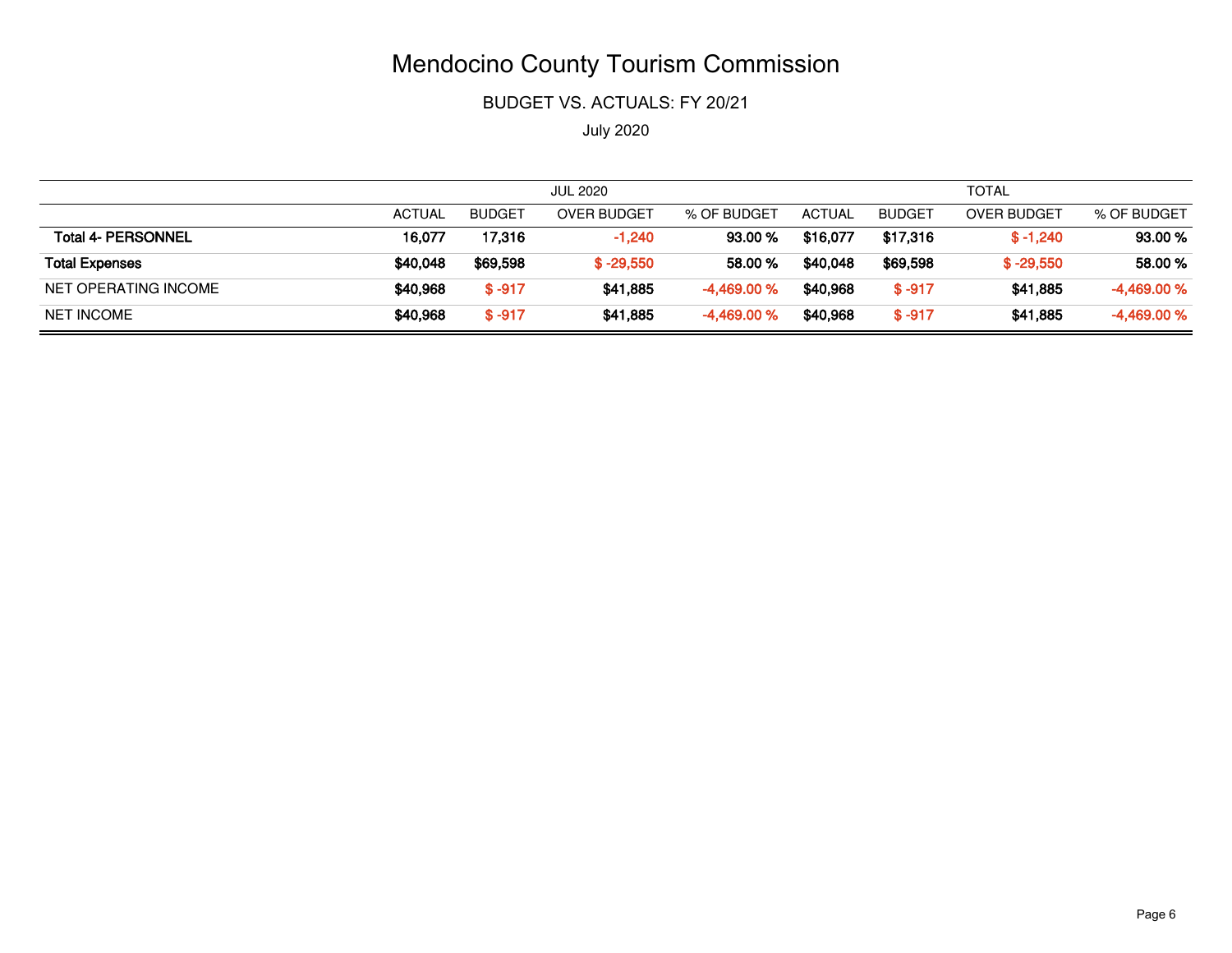# Mendocino County Tourism Commission

BUDGET VS. ACTUALS: FY 20/21

July 2020

| | JUL 2020 | | | | TOTAL | | | |
|---|---|---|---|---|---|---|---|---|
| | ACTUAL | BUDGET | OVER BUDGET | % OF BUDGET | ACTUAL | BUDGET | OVER BUDGET | % OF BUDGET |
| **Total 4- PERSONNEL** | **16,077** | **17,316** | **-1,240** | **93.00 %** | **$16,077** | **$17,316** | **$ -1,240** | **93.00 %** |
| **Total Expenses** | **$40,048** | **$69,598** | **$ -29,550** | **58.00 %** | **$40,048** | **$69,598** | **$ -29,550** | **58.00 %** |
| NET OPERATING INCOME | **$40,968** | **$ -917** | **$41,885** | **-4,469.00 %** | **$40,968** | **$ -917** | **$41,885** | **-4,469.00 %** |
| NET INCOME | **$40,968** | **$ -917** | **$41,885** | **-4,469.00 %** | **$40,968** | **$ -917** | **$41,885** | **-4,469.00 %** |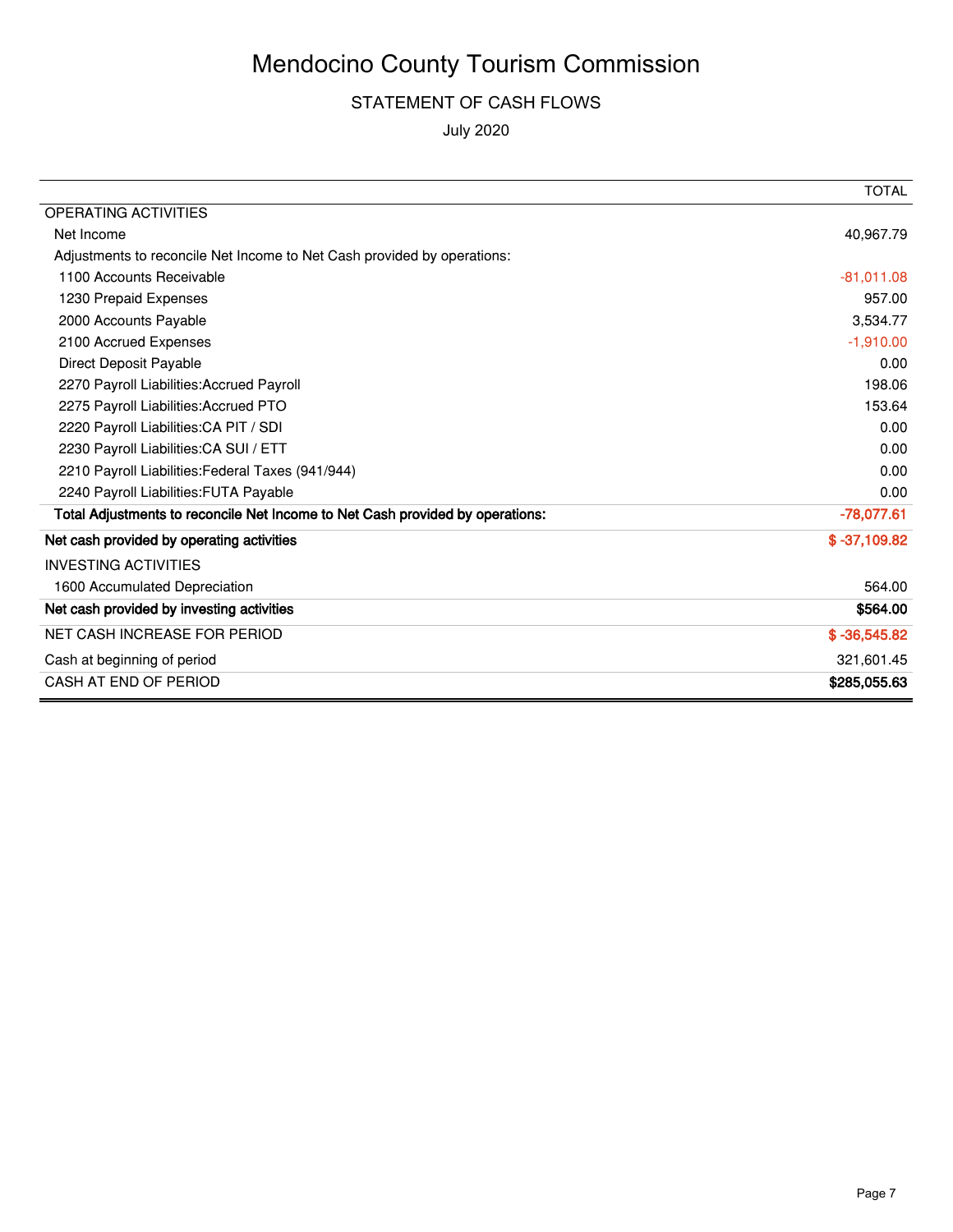# Mendocino County Tourism Commission

## STATEMENT OF CASH FLOWS

July 2020

| | TOTAL |
|---|---|
| OPERATING ACTIVITIES | |
| Net Income | 40,967.79 |
| Adjustments to reconcile Net Income to Net Cash provided by operations: | |
| 1100 Accounts Receivable | -81,011.08 |
| 1230 Prepaid Expenses | 957.00 |
| 2000 Accounts Payable | 3,534.77 |
| 2100 Accrued Expenses | -1,910.00 |
| Direct Deposit Payable | 0.00 |
| 2270 Payroll Liabilities:Accrued Payroll | 198.06 |
| 2275 Payroll Liabilities:Accrued PTO | 153.64 |
| 2220 Payroll Liabilities:CA PIT / SDI | 0.00 |
| 2230 Payroll Liabilities:CA SUI / ETT | 0.00 |
| 2210 Payroll Liabilities:Federal Taxes (941/944) | 0.00 |
| 2240 Payroll Liabilities:FUTA Payable | 0.00 |
| **Total Adjustments to reconcile Net Income to Net Cash provided by operations:** | **-78,077.61** |
| **Net cash provided by operating activities** | **$ -37,109.82** |
| INVESTING ACTIVITIES | |
| 1600 Accumulated Depreciation | 564.00 |
| **Net cash provided by investing activities** | **$564.00** |
| NET CASH INCREASE FOR PERIOD | **$ -36,545.82** |
| Cash at beginning of period | 321,601.45 |
| CASH AT END OF PERIOD | **$285,055.63** |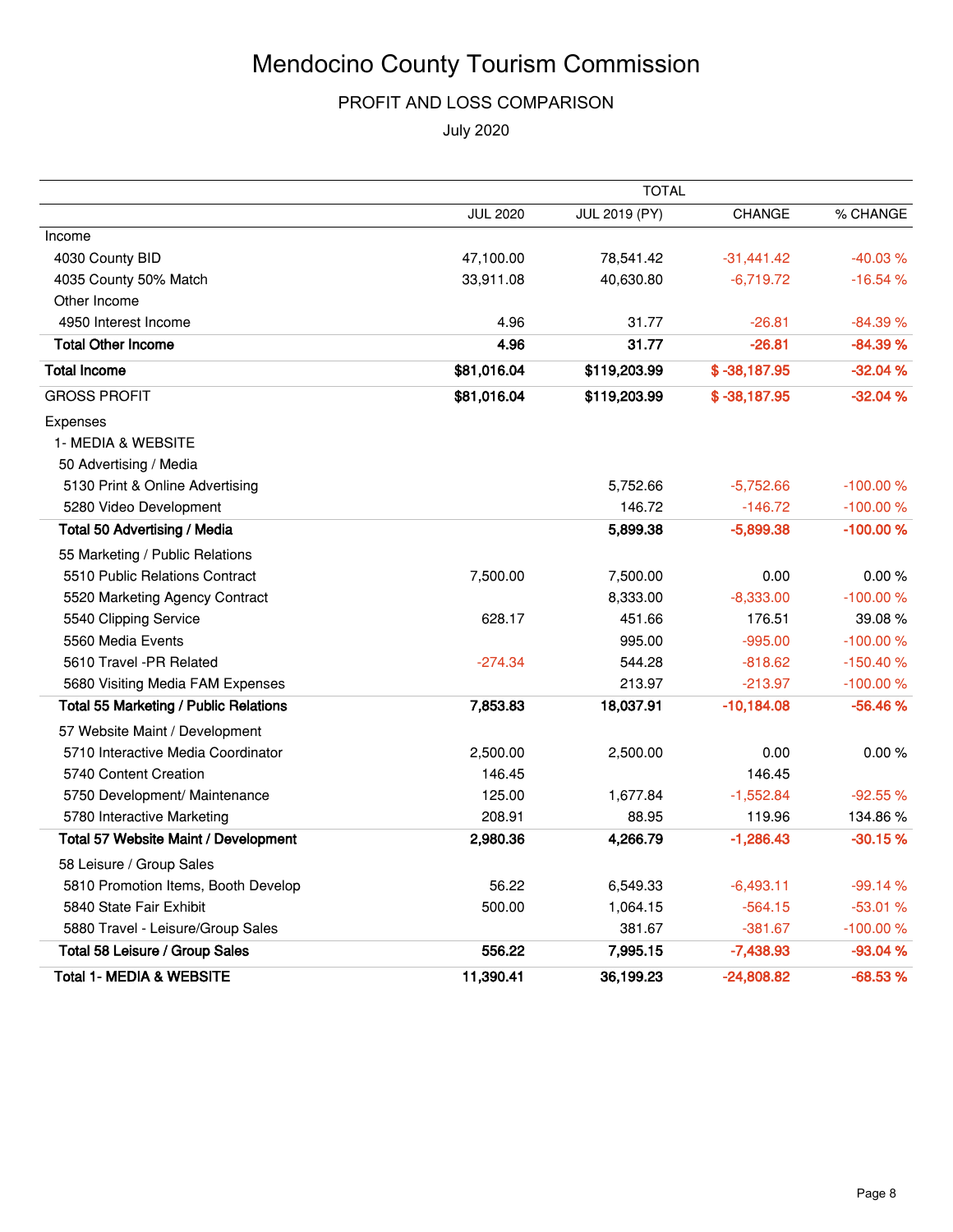# Mendocino County Tourism Commission

## PROFIT AND LOSS COMPARISON

July 2020

| | TOTAL | | | |
|---|---|---|---|---|
| | JUL 2020 | JUL 2019 (PY) | CHANGE | % CHANGE |
| Income | | | | |
| 4030 County BID | 47,100.00 | 78,541.42 | -31,441.42 | -40.03 % |
| 4035 County 50% Match | 33,911.08 | 40,630.80 | -6,719.72 | -16.54 % |
| Other Income | | | | |
| 4950 Interest Income | 4.96 | 31.77 | -26.81 | -84.39 % |
| **Total Other Income** | **4.96** | **31.77** | **-26.81** | **-84.39 %** |
| **Total Income** | **$81,016.04** | **$119,203.99** | **$ -38,187.95** | **-32.04 %** |
| GROSS PROFIT | **$81,016.04** | **$119,203.99** | **$ -38,187.95** | **-32.04 %** |
| Expenses | | | | |
| 1- MEDIA & WEBSITE | | | | |
| 50 Advertising / Media | | | | |
| 5130 Print & Online Advertising | | 5,752.66 | -5,752.66 | -100.00 % |
| 5280 Video Development | | 146.72 | -146.72 | -100.00 % |
| **Total 50 Advertising / Media** | | **5,899.38** | **-5,899.38** | **-100.00 %** |
| 55 Marketing / Public Relations | | | | |
| 5510 Public Relations Contract | 7,500.00 | 7,500.00 | 0.00 | 0.00 % |
| 5520 Marketing Agency Contract | | 8,333.00 | -8,333.00 | -100.00 % |
| 5540 Clipping Service | 628.17 | 451.66 | 176.51 | 39.08 % |
| 5560 Media Events | | 995.00 | -995.00 | -100.00 % |
| 5610 Travel -PR Related | -274.34 | 544.28 | -818.62 | -150.40 % |
| 5680 Visiting Media FAM Expenses | | 213.97 | -213.97 | -100.00 % |
| **Total 55 Marketing / Public Relations** | **7,853.83** | **18,037.91** | **-10,184.08** | **-56.46 %** |
| 57 Website Maint / Development | | | | |
| 5710 Interactive Media Coordinator | 2,500.00 | 2,500.00 | 0.00 | 0.00 % |
| 5740 Content Creation | 146.45 | | 146.45 | |
| 5750 Development/ Maintenance | 125.00 | 1,677.84 | -1,552.84 | -92.55 % |
| 5780 Interactive Marketing | 208.91 | 88.95 | 119.96 | 134.86 % |
| **Total 57 Website Maint / Development** | **2,980.36** | **4,266.79** | **-1,286.43** | **-30.15 %** |
| 58 Leisure / Group Sales | | | | |
| 5810 Promotion Items, Booth Develop | 56.22 | 6,549.33 | -6,493.11 | -99.14 % |
| 5840 State Fair Exhibit | 500.00 | 1,064.15 | -564.15 | -53.01 % |
| 5880 Travel - Leisure/Group Sales | | 381.67 | -381.67 | -100.00 % |
| **Total 58 Leisure / Group Sales** | **556.22** | **7,995.15** | **-7,438.93** | **-93.04 %** |
| **Total 1- MEDIA & WEBSITE** | **11,390.41** | **36,199.23** | **-24,808.82** | **-68.53 %** |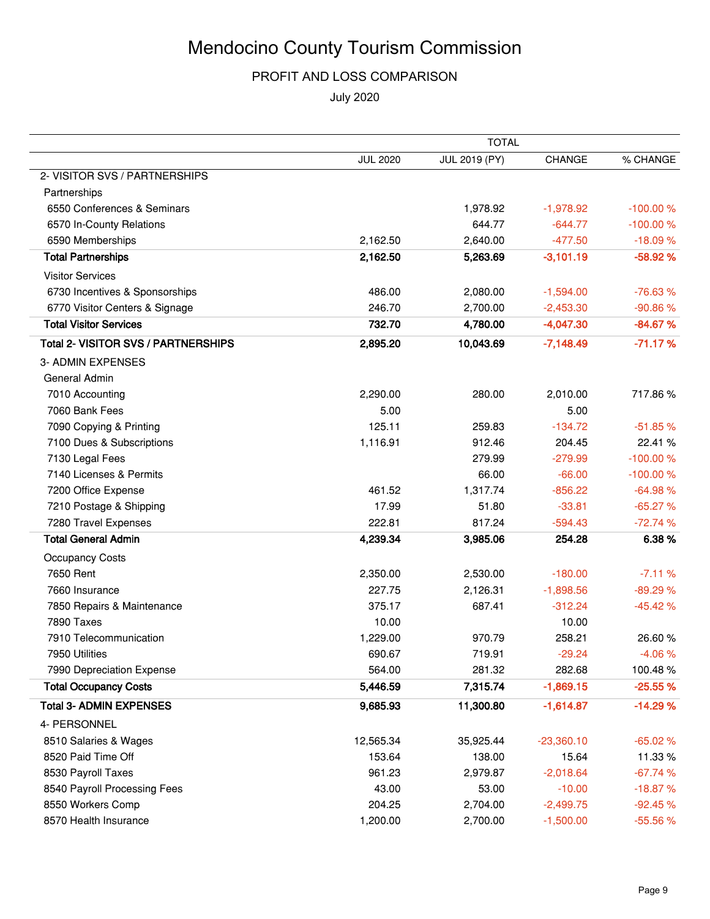# Mendocino County Tourism Commission

## PROFIT AND LOSS COMPARISON

July 2020

| | TOTAL | | | |
|---|---|---|---|---|
| | JUL 2020 | JUL 2019 (PY) | CHANGE | % CHANGE |
| 2- VISITOR SVS / PARTNERSHIPS | | | | |
| Partnerships | | | | |
| 6550 Conferences & Seminars | | 1,978.92 | -1,978.92 | -100.00 % |
| 6570 In-County Relations | | 644.77 | -644.77 | -100.00 % |
| 6590 Memberships | 2,162.50 | 2,640.00 | -477.50 | -18.09 % |
| **Total Partnerships** | **2,162.50** | **5,263.69** | **-3,101.19** | **-58.92 %** |
| Visitor Services | | | | |
| 6730 Incentives & Sponsorships | 486.00 | 2,080.00 | -1,594.00 | -76.63 % |
| 6770 Visitor Centers & Signage | 246.70 | 2,700.00 | -2,453.30 | -90.86 % |
| **Total Visitor Services** | **732.70** | **4,780.00** | **-4,047.30** | **-84.67 %** |
| **Total 2- VISITOR SVS / PARTNERSHIPS** | **2,895.20** | **10,043.69** | **-7,148.49** | **-71.17 %** |
| 3- ADMIN EXPENSES | | | | |
| General Admin | | | | |
| 7010 Accounting | 2,290.00 | 280.00 | 2,010.00 | 717.86 % |
| 7060 Bank Fees | 5.00 | | 5.00 | |
| 7090 Copying & Printing | 125.11 | 259.83 | -134.72 | -51.85 % |
| 7100 Dues & Subscriptions | 1,116.91 | 912.46 | 204.45 | 22.41 % |
| 7130 Legal Fees | | 279.99 | -279.99 | -100.00 % |
| 7140 Licenses & Permits | | 66.00 | -66.00 | -100.00 % |
| 7200 Office Expense | 461.52 | 1,317.74 | -856.22 | -64.98 % |
| 7210 Postage & Shipping | 17.99 | 51.80 | -33.81 | -65.27 % |
| 7280 Travel Expenses | 222.81 | 817.24 | -594.43 | -72.74 % |
| **Total General Admin** | **4,239.34** | **3,985.06** | **254.28** | **6.38 %** |
| Occupancy Costs | | | | |
| 7650 Rent | 2,350.00 | 2,530.00 | -180.00 | -7.11 % |
| 7660 Insurance | 227.75 | 2,126.31 | -1,898.56 | -89.29 % |
| 7850 Repairs & Maintenance | 375.17 | 687.41 | -312.24 | -45.42 % |
| 7890 Taxes | 10.00 | | 10.00 | |
| 7910 Telecommunication | 1,229.00 | 970.79 | 258.21 | 26.60 % |
| 7950 Utilities | 690.67 | 719.91 | -29.24 | -4.06 % |
| 7990 Depreciation Expense | 564.00 | 281.32 | 282.68 | 100.48 % |
| **Total Occupancy Costs** | **5,446.59** | **7,315.74** | **-1,869.15** | **-25.55 %** |
| **Total 3- ADMIN EXPENSES** | **9,685.93** | **11,300.80** | **-1,614.87** | **-14.29 %** |
| 4- PERSONNEL | | | | |
| 8510 Salaries & Wages | 12,565.34 | 35,925.44 | -23,360.10 | -65.02 % |
| 8520 Paid Time Off | 153.64 | 138.00 | 15.64 | 11.33 % |
| 8530 Payroll Taxes | 961.23 | 2,979.87 | -2,018.64 | -67.74 % |
| 8540 Payroll Processing Fees | 43.00 | 53.00 | -10.00 | -18.87 % |
| 8550 Workers Comp | 204.25 | 2,704.00 | -2,499.75 | -92.45 % |
| 8570 Health Insurance | 1,200.00 | 2,700.00 | -1,500.00 | -55.56 % |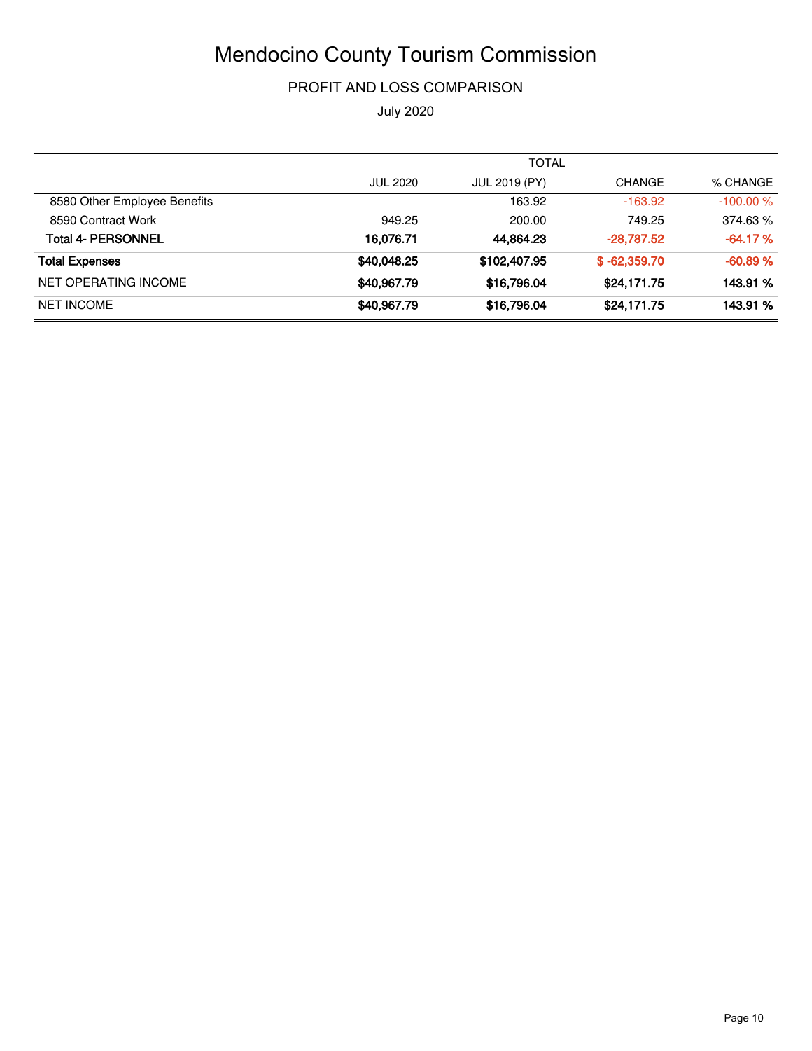# Mendocino County Tourism Commission

## PROFIT AND LOSS COMPARISON

July 2020

| | TOTAL | | | |
|---|---|---|---|---|
| | JUL 2020 | JUL 2019 (PY) | CHANGE | % CHANGE |
| 8580 Other Employee Benefits | | 163.92 | -163.92 | -100.00 % |
| 8590 Contract Work | 949.25 | 200.00 | 749.25 | 374.63 % |
| **Total 4- PERSONNEL** | **16,076.71** | **44,864.23** | **-28,787.52** | **-64.17 %** |
| **Total Expenses** | **$40,048.25** | **$102,407.95** | **$ -62,359.70** | **-60.89 %** |
| NET OPERATING INCOME | **$40,967.79** | **$16,796.04** | **$24,171.75** | **143.91 %** |
| NET INCOME | **$40,967.79** | **$16,796.04** | **$24,171.75** | **143.91 %** |